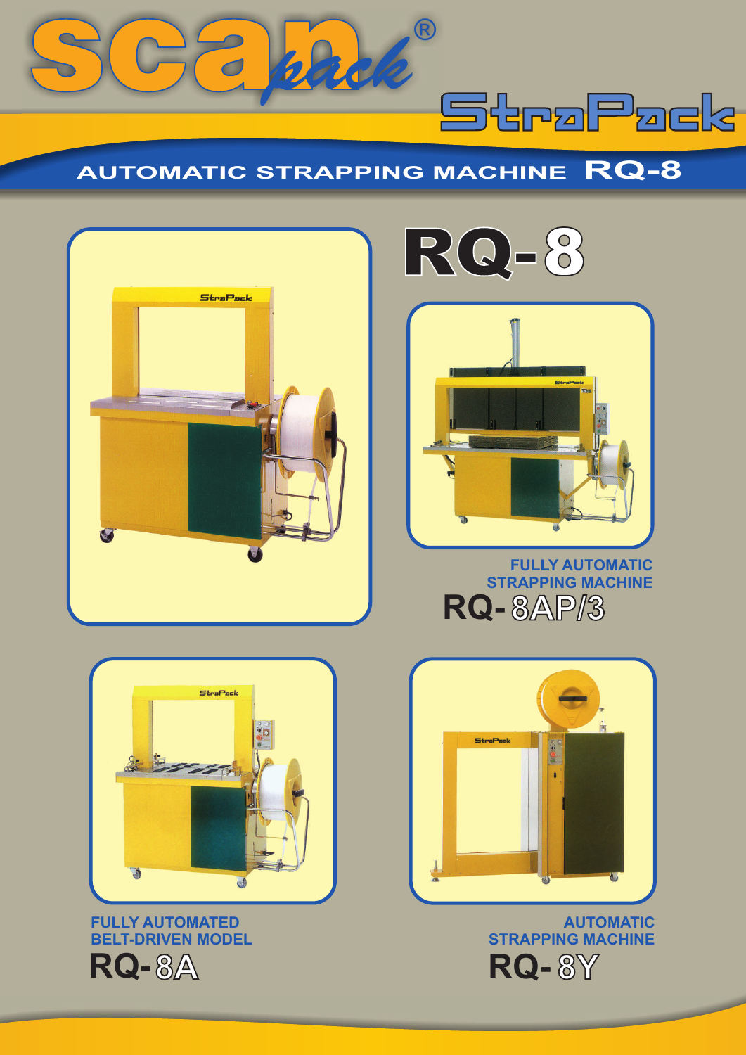scan pack®

StraPack

# AUTOMATIC STRAPPING MACHINE RQ-8

# RQ-8

**FULLY AUTOMATIC STRAPPING MACHINE**

## RQ-8AP/3

**FULLY AUTOMATED BELT-DRIVEN MODEL**

## RQ-8A

**AUTOMATIC STRAPPING MACHINE**

## RQ-8Y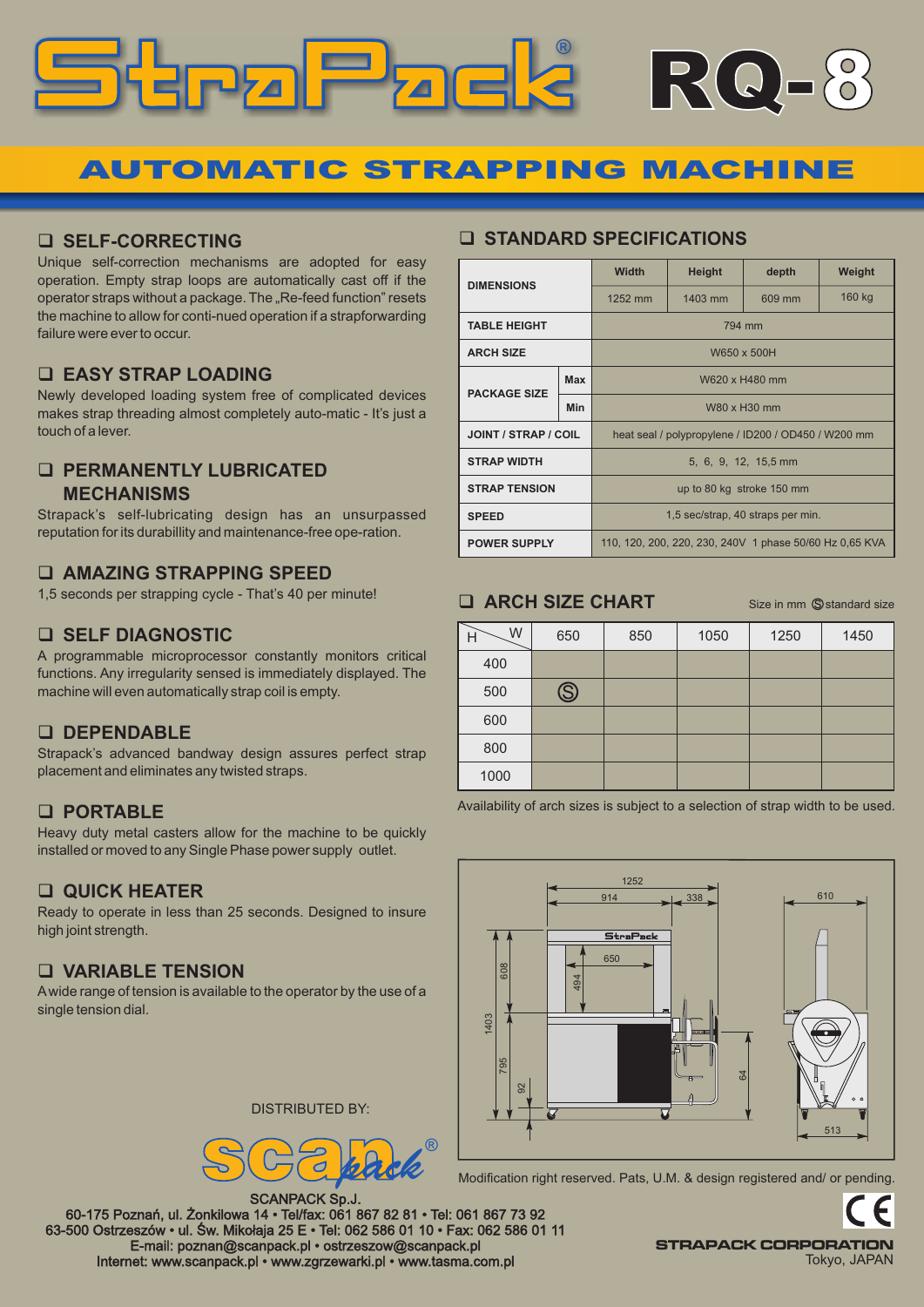# StraPack® RQ-8

## AUTOMATIC STRAPPING MACHINE

### ❑ SELF-CORRECTING

Unique self-correction mechanisms are adopted for easy operation. Empty strap loops are automatically cast off if the operator straps without a package. The „Re-feed function" resets the machine to allow for conti-nued operation if a strapforwarding failure were ever to occur.

### ❑ EASY STRAP LOADING

Newly developed loading system free of complicated devices makes strap threading almost completely auto-matic - It's just a touch of a lever.

### ❑ PERMANENTLY LUBRICATED MECHANISMS

Strapack's self-lubricating design has an unsurpassed reputation for its durabillity and maintenance-free ope-ration.

### ❑ AMAZING STRAPPING SPEED

1,5 seconds per strapping cycle - That's 40 per minute!

### ❑ SELF DIAGNOSTIC

A programmable microprocessor constantly monitors critical functions. Any irregularity sensed is immediately displayed. The machine will even automatically strap coil is empty.

### ❑ DEPENDABLE

Strapack's advanced bandway design assures perfect strap placement and eliminates any twisted straps.

### ❑ PORTABLE

Heavy duty metal casters allow for the machine to be quickly installed or moved to any Single Phase power supply outlet.

### ❑ QUICK HEATER

Ready to operate in less than 25 seconds. Designed to insure high joint strength.

### ❑ VARIABLE TENSION

A wide range of tension is available to the operator by the use of a single tension dial.

### ❑ STANDARD SPECIFICATIONS

| | | | | | |
|---|---|---|---|---|---|
| DIMENSIONS | | Width | Height | depth | Weight |
| | | 1252 mm | 1403 mm | 609 mm | 160 kg |
| TABLE HEIGHT | | 794 mm | | | |
| ARCH SIZE | | W650 x 500H | | | |
| PACKAGE SIZE | Max | W620 x H480 mm | | | |
| | Min | W80 x H30 mm | | | |
| JOINT / STRAP / COIL | | heat seal / polypropylene / ID200 / OD450 / W200 mm | | | |
| STRAP WIDTH | | 5, 6, 9, 12, 15,5 mm | | | |
| STRAP TENSION | | up to 80 kg stroke 150 mm | | | |
| SPEED | | 1,5 sec/strap, 40 straps per min. | | | |
| POWER SUPPLY | | 110, 120, 200, 220, 230, 240V 1 phase 50/60 Hz 0,65 KVA | | | |

### ❑ ARCH SIZE CHART

Size in mm Ⓢ standard size

| H \ W | 650 | 850 | 1050 | 1250 | 1450 |
|---|---|---|---|---|---|
| 400 | | | | | |
| 500 | Ⓢ | | | | |
| 600 | | | | | |
| 800 | | | | | |
| 1000 | | | | | |

Availability of arch sizes is subject to a selection of strap width to be used.

1252
914
338
610
StraPack
650
608
494
1403
795
92
64
513

Modification right reserved. Pats, U.M. & design registered and/ or pending.

DISTRIBUTED BY:

scanpack®

SCANPACK Sp.J.
60-175 Poznań, ul. Żonkilowa 14 • Tel/fax: 061 867 82 81 • Tel: 061 867 73 92
63-500 Ostrzeszów • ul. Św. Mikołaja 25 E • Tel: 062 586 01 10 • Fax: 062 586 01 11
E-mail: poznan@scanpack.pl • ostrzeszow@scanpack.pl
Internet: www.scanpack.pl • www.zgrzewarki.pl • www.tasma.com.pl

CE

STRAPACK CORPORATION
Tokyo, JAPAN